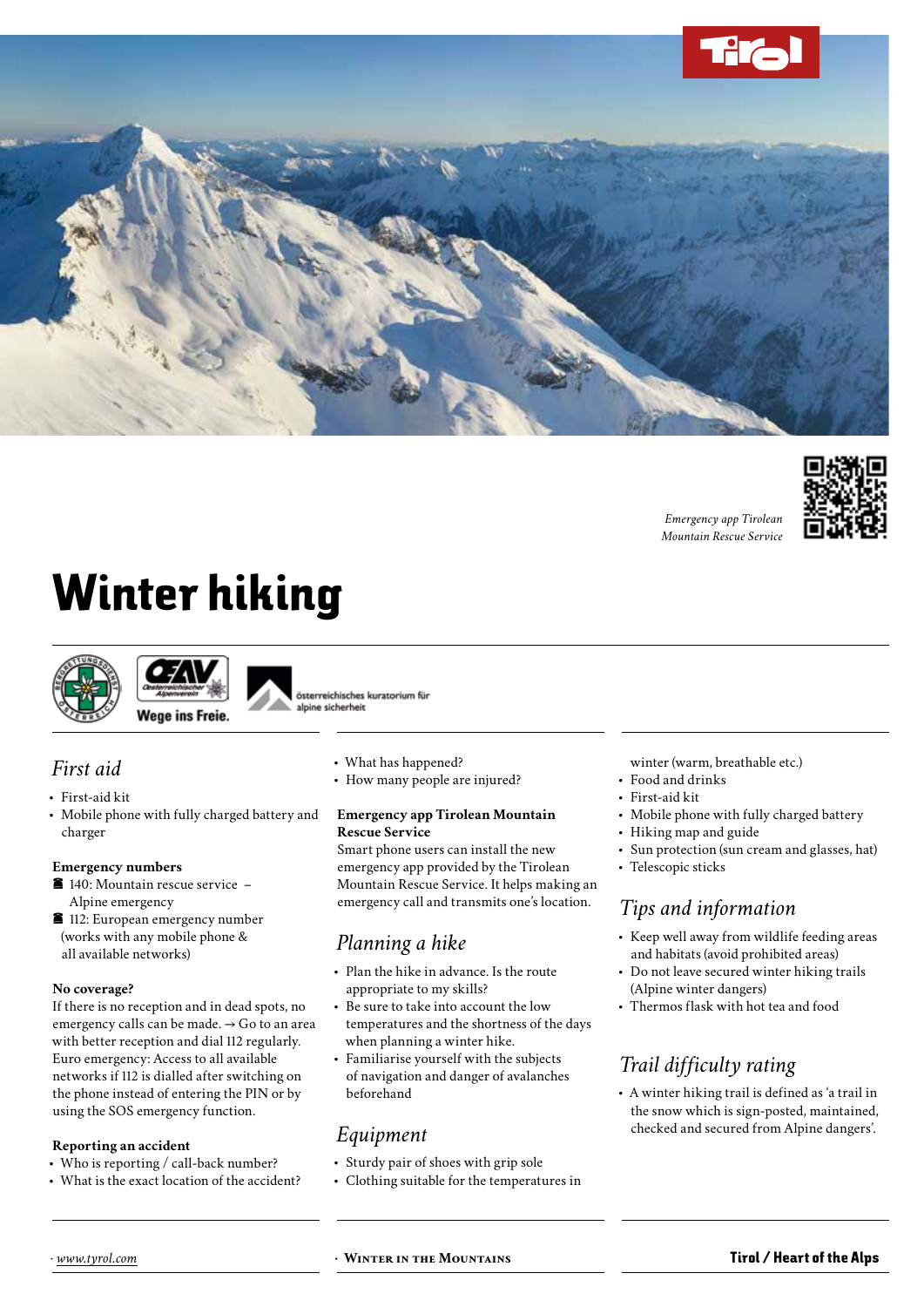Emergency app Tirolean Mountain Rescue Service

# Winter hiking

österreichisches kuratorium für alpine sicherheit

Wege ins Freie.

## First aid

- First-aid kit
- Mobile phone with fully charged battery and charger

**Emergency numbers**

☎ 140: Mountain rescue service – Alpine emergency
☎ 112: European emergency number (works with any mobile phone & all available networks)

**No coverage?**

If there is no reception and in dead spots, no emergency calls can be made. → Go to an area with better reception and dial 112 regularly. Euro emergency: Access to all available networks if 112 is dialled after switching on the phone instead of entering the PIN or by using the SOS emergency function.

**Reporting an accident**

- Who is reporting / call-back number?
- What is the exact location of the accident?
- What has happened?
- How many people are injured?

**Emergency app Tirolean Mountain Rescue Service**

Smart phone users can install the new emergency app provided by the Tirolean Mountain Rescue Service. It helps making an emergency call and transmits one's location.

## Planning a hike

- Plan the hike in advance. Is the route appropriate to my skills?
- Be sure to take into account the low temperatures and the shortness of the days when planning a winter hike.
- Familiarise yourself with the subjects of navigation and danger of avalanches beforehand

## Equipment

- Sturdy pair of shoes with grip sole
- Clothing suitable for the temperatures in winter (warm, breathable etc.)
- Food and drinks
- First-aid kit
- Mobile phone with fully charged battery
- Hiking map and guide
- Sun protection (sun cream and glasses, hat)
- Telescopic sticks

## Tips and information

- Keep well away from wildlife feeding areas and habitats (avoid prohibited areas)
- Do not leave secured winter hiking trails (Alpine winter dangers)
- Thermos flask with hot tea and food

## Trail difficulty rating

- A winter hiking trail is defined as 'a trail in the snow which is sign-posted, maintained, checked and secured from Alpine dangers'.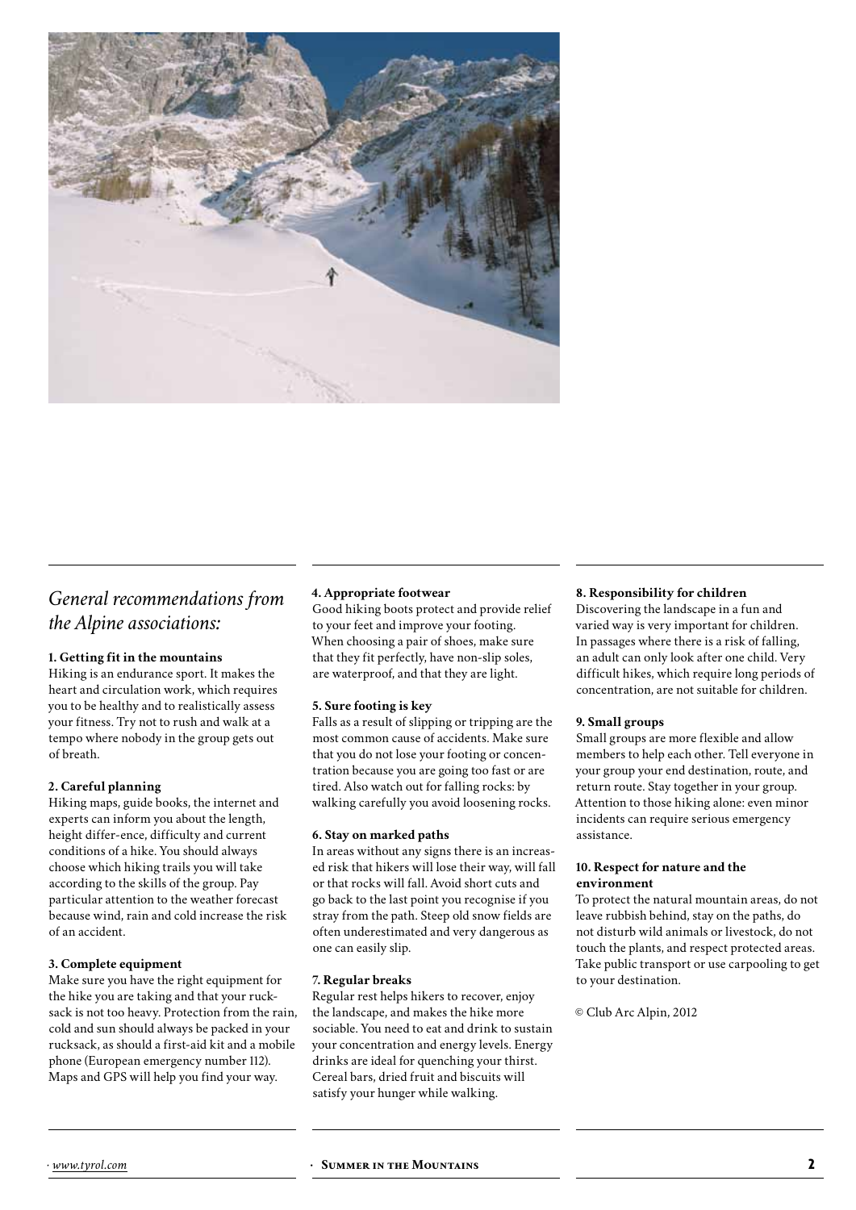## *General recommendations from the Alpine associations:*

**1. Getting fit in the mountains**

Hiking is an endurance sport. It makes the heart and circulation work, which requires you to be healthy and to realistically assess your fitness. Try not to rush and walk at a tempo where nobody in the group gets out of breath.

**2. Careful planning**

Hiking maps, guide books, the internet and experts can inform you about the length, height differ-ence, difficulty and current conditions of a hike. You should always choose which hiking trails you will take according to the skills of the group. Pay particular attention to the weather forecast because wind, rain and cold increase the risk of an accident.

**3. Complete equipment**

Make sure you have the right equipment for the hike you are taking and that your rucksack is not too heavy. Protection from the rain, cold and sun should always be packed in your rucksack, as should a first-aid kit and a mobile phone (European emergency number 112). Maps and GPS will help you find your way.

**4. Appropriate footwear**

Good hiking boots protect and provide relief to your feet and improve your footing. When choosing a pair of shoes, make sure that they fit perfectly, have non-slip soles, are waterproof, and that they are light.

**5. Sure footing is key**

Falls as a result of slipping or tripping are the most common cause of accidents. Make sure that you do not lose your footing or concentration because you are going too fast or are tired. Also watch out for falling rocks: by walking carefully you avoid loosening rocks.

**6. Stay on marked paths**

In areas without any signs there is an increased risk that hikers will lose their way, will fall or that rocks will fall. Avoid short cuts and go back to the last point you recognise if you stray from the path. Steep old snow fields are often underestimated and very dangerous as one can easily slip.

**7. Regular breaks**

Regular rest helps hikers to recover, enjoy the landscape, and makes the hike more sociable. You need to eat and drink to sustain your concentration and energy levels. Energy drinks are ideal for quenching your thirst. Cereal bars, dried fruit and biscuits will satisfy your hunger while walking.

**8. Responsibility for children**

Discovering the landscape in a fun and varied way is very important for children. In passages where there is a risk of falling, an adult can only look after one child. Very difficult hikes, which require long periods of concentration, are not suitable for children.

**9. Small groups**

Small groups are more flexible and allow members to help each other. Tell everyone in your group your end destination, route, and return route. Stay together in your group. Attention to those hiking alone: even minor incidents can require serious emergency assistance.

**10. Respect for nature and the environment**

To protect the natural mountain areas, do not leave rubbish behind, stay on the paths, do not disturb wild animals or livestock, do not touch the plants, and respect protected areas. Take public transport or use carpooling to get to your destination.

© Club Arc Alpin, 2012